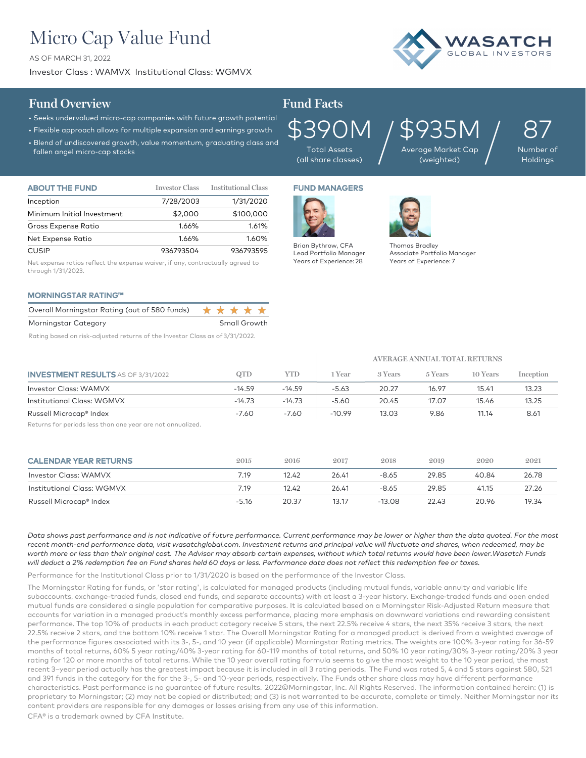# Micro Cap Value Fund

AS OF MARCH 31, 2022

Investor Class : WAMVX  Institutional Class: WGMVX

WASATCH GLOBAL INVESTORS

## Fund Overview

- Seeks undervalued micro-cap companies with future growth potential
- Flexible approach allows for multiple expansion and earnings growth
- Blend of undiscovered growth, value momentum, graduating class and fallen angel micro-cap stocks

## Fund Facts

| $390M | $935M | 87 |
|---|---|---|
| Total Assets (all share classes) | Average Market Cap (weighted) | Number of Holdings |

### ABOUT THE FUND

| ABOUT THE FUND | Investor Class | Institutional Class |
|---|---|---|
| Inception | 7/28/2003 | 1/31/2020 |
| Minimum Initial Investment | $2,000 | $100,000 |
| Gross Expense Ratio | 1.66% | 1.61% |
| Net Expense Ratio | 1.66% | 1.60% |
| CUSIP | 936793504 | 936793595 |

Net expense ratios reflect the expense waiver, if any, contractually agreed to through 1/31/2023.

### FUND MANAGERS

Brian Bythrow, CFA
Lead Portfolio Manager
Years of Experience: 28

Thomas Bradley
Associate Portfolio Manager
Years of Experience: 7

### MORNINGSTAR RATING™

| | |
|---|---|
| Overall Morningstar Rating (out of 580 funds) | ★★★★★ |
| Morningstar Category | Small Growth |

Rating based on risk-adjusted returns of the Investor Class as of 3/31/2022.

### INVESTMENT RESULTS AS OF 3/31/2022

| | | | AVERAGE ANNUAL TOTAL RETURNS | | | | |
|---|---|---|---|---|---|---|---|
| INVESTMENT RESULTS AS OF 3/31/2022 | QTD | YTD | 1 Year | 3 Years | 5 Years | 10 Years | Inception |
| Investor Class: WAMVX | -14.59 | -14.59 | -5.63 | 20.27 | 16.97 | 15.41 | 13.23 |
| Institutional Class: WGMVX | -14.73 | -14.73 | -5.60 | 20.45 | 17.07 | 15.46 | 13.25 |
| Russell Microcap® Index | -7.60 | -7.60 | -10.99 | 13.03 | 9.86 | 11.14 | 8.61 |

Returns for periods less than one year are not annualized.

### CALENDAR YEAR RETURNS

| CALENDAR YEAR RETURNS | 2015 | 2016 | 2017 | 2018 | 2019 | 2020 | 2021 |
|---|---|---|---|---|---|---|---|
| Investor Class: WAMVX | 7.19 | 12.42 | 26.41 | -8.65 | 29.85 | 40.84 | 26.78 |
| Institutional Class: WGMVX | 7.19 | 12.42 | 26.41 | -8.65 | 29.85 | 41.15 | 27.26 |
| Russell Microcap® Index | -5.16 | 20.37 | 13.17 | -13.08 | 22.43 | 20.96 | 19.34 |

*Data shows past performance and is not indicative of future performance. Current performance may be lower or higher than the data quoted. For the most recent month-end performance data, visit wasatchglobal.com. Investment returns and principal value will fluctuate and shares, when redeemed, may be worth more or less than their original cost. The Advisor may absorb certain expenses, without which total returns would have been lower.Wasatch Funds will deduct a 2% redemption fee on Fund shares held 60 days or less. Performance data does not reflect this redemption fee or taxes.*

Performance for the Institutional Class prior to 1/31/2020 is based on the performance of the Investor Class.

The Morningstar Rating for funds, or 'star rating', is calculated for managed products (including mutual funds, variable annuity and variable life subaccounts, exchange-traded funds, closed end funds, and separate accounts) with at least a 3-year history. Exchange-traded funds and open ended mutual funds are considered a single population for comparative purposes. It is calculated based on a Morningstar Risk-Adjusted Return measure that accounts for variation in a managed product's monthly excess performance, placing more emphasis on downward variations and rewarding consistent performance. The top 10% of products in each product category receive 5 stars, the next 22.5% receive 4 stars, the next 35% receive 3 stars, the next 22.5% receive 2 stars, and the bottom 10% receive 1 star. The Overall Morningstar Rating for a managed product is derived from a weighted average of the performance figures associated with its 3-, 5-, and 10 year (if applicable) Morningstar Rating metrics. The weights are 100% 3-year rating for 36-59 months of total returns, 60% 5 year rating/40% 3-year rating for 60-119 months of total returns, and 50% 10 year rating/30% 3-year rating/20% 3 year rating for 120 or more months of total returns. While the 10 year overall rating formula seems to give the most weight to the 10 year period, the most recent 3–year period actually has the greatest impact because it is included in all 3 rating periods. The Fund was rated 5, 4 and 5 stars against 580, 521 and 391 funds in the category for the for the 3-, 5- and 10-year periods, respectively. The Funds other share class may have different performance characteristics. Past performance is no guarantee of future results. 2022©Morningstar, Inc. All Rights Reserved. The information contained herein: (1) is proprietary to Morningstar; (2) may not be copied or distributed; and (3) is not warranted to be accurate, complete or timely. Neither Morningstar nor its content providers are responsible for any damages or losses arising from any use of this information.

CFA® is a trademark owned by CFA Institute.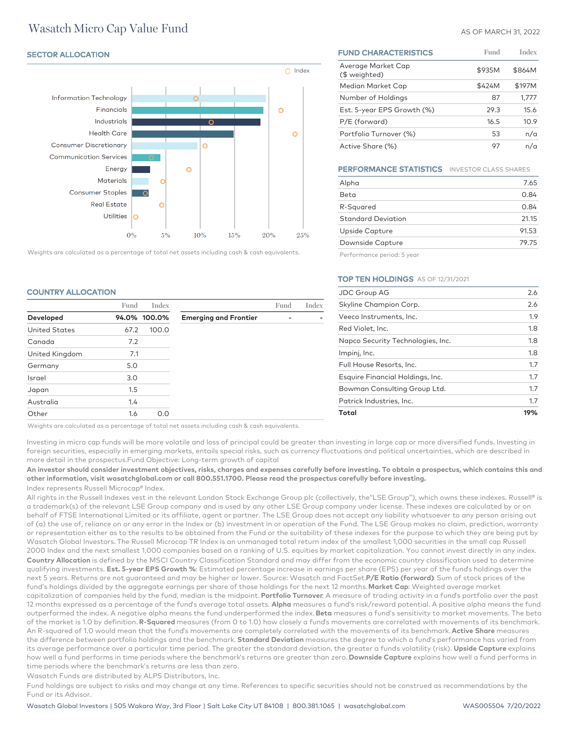# Wasatch Micro Cap Value Fund

AS OF MARCH 31, 2022

## SECTOR ALLOCATION

Index

Information Technology
Financials
Industrials
Health Care
Consumer Discretionary
Communication Services
Energy
Materials
Consumer Staples
Real Estate
Utilities

0% 5% 10% 15% 20% 25%

Weights are calculated as a percentage of total net assets including cash & cash equivalents.

## FUND CHARACTERISTICS

| FUND CHARACTERISTICS | Fund | Index |
|---|---|---|
| Average Market Cap ($ weighted) | $935M | $864M |
| Median Market Cap | $424M | $197M |
| Number of Holdings | 87 | 1,777 |
| Est. 5-year EPS Growth (%) | 29.3 | 15.6 |
| P/E (forward) | 16.5 | 10.9 |
| Portfolio Turnover (%) | 53 | n/a |
| Active Share (%) | 97 | n/a |

## PERFORMANCE STATISTICS INVESTOR CLASS SHARES

| | |
|---|---|
| Alpha | 7.65 |
| Beta | 0.84 |
| R-Squared | 0.84 |
| Standard Deviation | 21.15 |
| Upside Capture | 91.53 |
| Downside Capture | 79.75 |

Performance period: 5 year

## COUNTRY ALLOCATION

| | Fund | Index |
|---|---|---|
| **Developed** | **94.0%** | **100.0%** |
| United States | 67.2 | 100.0 |
| Canada | 7.2 | |
| United Kingdom | 7.1 | |
| Germany | 5.0 | |
| Israel | 3.0 | |
| Japan | 1.5 | |
| Australia | 1.4 | |
| Other | 1.6 | 0.0 |

| | Fund | Index |
|---|---|---|
| **Emerging and Frontier** | - | - |

Weights are calculated as a percentage of total net assets including cash & cash equivalents.

## TOP TEN HOLDINGS AS OF 12/31/2021

| | |
|---|---|
| JDC Group AG | 2.6 |
| Skyline Champion Corp. | 2.6 |
| Veeco Instruments, Inc. | 1.9 |
| Red Violet, Inc. | 1.8 |
| Napco Security Technologies, Inc. | 1.8 |
| Impinj, Inc. | 1.8 |
| Full House Resorts, Inc. | 1.7 |
| Esquire Financial Holdings, Inc. | 1.7 |
| Bowman Consulting Group Ltd. | 1.7 |
| Patrick Industries, Inc. | 1.7 |
| **Total** | **19%** |

Investing in micro cap funds will be more volatile and loss of principal could be greater than investing in large cap or more diversified funds. Investing in foreign securities, especially in emerging markets, entails special risks, such as currency fluctuations and political uncertainties, which are described in more detail in the prospectus.Fund Objective: Long-term growth of capital

**An investor should consider investment objectives, risks, charges and expenses carefully before investing. To obtain a prospectus, which contains this and other information, visit wasatchglobal.com or call 800.551.1700. Please read the prospectus carefully before investing.**

Index represents Russell Microcap® Index.

All rights in the Russell Indexes vest in the relevant London Stock Exchange Group plc (collectively, the"LSE Group"), which owns these indexes. Russell® is a trademark(s) of the relevant LSE Group company and is used by any other LSE Group company under license. These indexes are calculated by or on behalf of FTSE International Limited or its affiliate, agent or partner. The LSE Group does not accept any liability whatsoever to any person arising out of (a) the use of, reliance on or any error in the Index or (b) investment in or operation of the Fund. The LSE Group makes no claim, prediction, warranty or representation either as to the results to be obtained from the Fund or the suitability of these indexes for the purpose to which they are being put by Wasatch Global Investors. The Russell Microcap TR Index is an unmanaged total return index of the smallest 1,000 securities in the small cap Russell 2000 Index and the next smallest 1,000 companies based on a ranking of U.S. equities by market capitalization. You cannot invest directly in any index. **Country Allocation** is defined by the MSCI Country Classification Standard and may differ from the economic country classification used to determine qualifying investments. **Est. 5-year EPS Growth %**: Estimated percentage increase in earnings per share (EPS) per year of the fund's holdings over the next 5 years. Returns are not guaranteed and may be higher or lower. Source: Wasatch and FactSet.**P/E Ratio (forward)**: Sum of stock prices of the fund's holdings divided by the aggregate earnings per share of those holdings for the next 12 months.**Market Cap**: Weighted average market capitalization of companies held by the fund, median is the midpoint. **Portfolio Turnover**: A measure of trading activity in a fund's portfolio over the past 12 months expressed as a percentage of the fund's average total assets. **Alpha** measures a fund's risk/reward potential. A positive alpha means the fund outperformed the index. A negative alpha means the fund underperformed the index. **Beta** measures a fund's sensitivity to market movements. The beta of the market is 1.0 by definition. **R-Squared** measures (from 0 to 1.0) how closely a fund's movements are correlated with movements of its benchmark. An R-squared of 1.0 would mean that the fund's movements are completely correlated with the movements of its benchmark. **Active Share** measures the difference between portfolio holdings and the benchmark. **Standard Deviation** measures the degree to which a fund's performance has varied from its average performance over a particular time period. The greater the standard deviation, the greater a fund's volatility (risk). **Upside Capture** explains how well a fund performs in time periods where the benchmark's returns are greater than zero. **Downside Capture** explains how well a fund performs in time periods where the benchmark's returns are less than zero.

Wasatch Funds are distributed by ALPS Distributors, Inc.

Fund holdings are subject to risks and may change at any time. References to specific securities should not be construed as recommendations by the Fund or its Advisor.

Wasatch Global Investors | 505 Wakara Way, 3rd Floor | Salt Lake City UT 84108 | 800.381.1065 | wasatchglobal.com WAS005504 7/20/2022